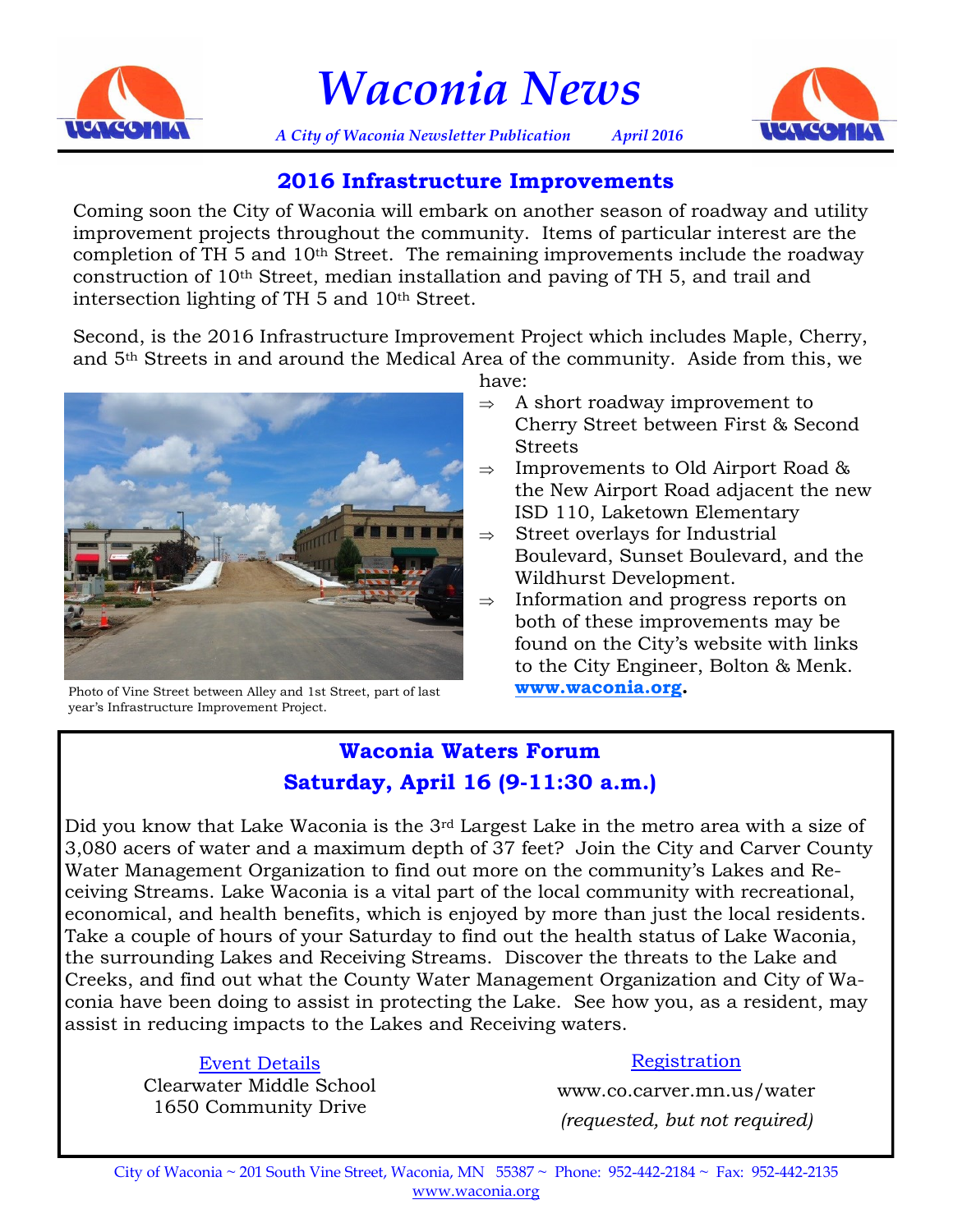# Waconia News

*A City of Waconia Newsletter Publication* *April 2016*

## 2016 Infrastructure Improvements

Coming soon the City of Waconia will embark on another season of roadway and utility improvement projects throughout the community. Items of particular interest are the completion of TH 5 and 10th Street. The remaining improvements include the roadway construction of 10th Street, median installation and paving of TH 5, and trail and intersection lighting of TH 5 and 10th Street.

Second, is the 2016 Infrastructure Improvement Project which includes Maple, Cherry, and 5th Streets in and around the Medical Area of the community. Aside from this, we have:

- ⇒ A short roadway improvement to Cherry Street between First & Second Streets
- ⇒ Improvements to Old Airport Road & the New Airport Road adjacent the new ISD 110, Laketown Elementary
- ⇒ Street overlays for Industrial Boulevard, Sunset Boulevard, and the Wildhurst Development.
- ⇒ Information and progress reports on both of these improvements may be found on the City's website with links to the City Engineer, Bolton & Menk. **www.waconia.org**.

Photo of Vine Street between Alley and 1st Street, part of last year's Infrastructure Improvement Project.

## Waconia Waters Forum
## Saturday, April 16 (9-11:30 a.m.)

Did you know that Lake Waconia is the 3rd Largest Lake in the metro area with a size of 3,080 acers of water and a maximum depth of 37 feet? Join the City and Carver County Water Management Organization to find out more on the community's Lakes and Receiving Streams. Lake Waconia is a vital part of the local community with recreational, economical, and health benefits, which is enjoyed by more than just the local residents. Take a couple of hours of your Saturday to find out the health status of Lake Waconia, the surrounding Lakes and Receiving Streams. Discover the threats to the Lake and Creeks, and find out what the County Water Management Organization and City of Waconia have been doing to assist in protecting the Lake. See how you, as a resident, may assist in reducing impacts to the Lakes and Receiving waters.

Event Details
Clearwater Middle School
1650 Community Drive

Registration
www.co.carver.mn.us/water
*(requested, but not required)*

City of Waconia ~ 201 South Vine Street, Waconia, MN 55387 ~ Phone: 952-442-2184 ~ Fax: 952-442-2135
www.waconia.org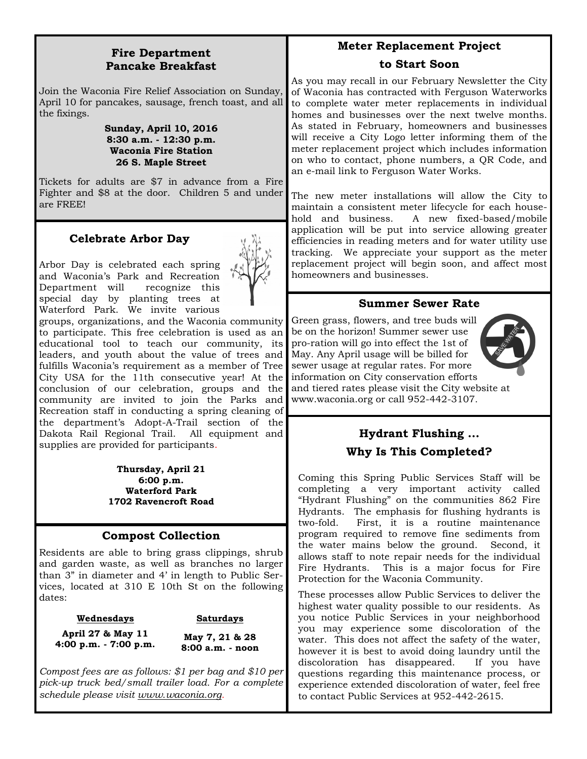## Fire Department Pancake Breakfast

Join the Waconia Fire Relief Association on Sunday, April 10 for pancakes, sausage, french toast, and all the fixings.

**Sunday, April 10, 2016**
**8:30 a.m. - 12:30 p.m.**
**Waconia Fire Station**
**26 S. Maple Street**

Tickets for adults are $7 in advance from a Fire Fighter and $8 at the door. Children 5 and under are FREE!

## Celebrate Arbor Day

Arbor Day is celebrated each spring and Waconia's Park and Recreation Department will recognize this special day by planting trees at Waterford Park. We invite various groups, organizations, and the Waconia community to participate. This free celebration is used as an educational tool to teach our community, its leaders, and youth about the value of trees and fulfills Waconia's requirement as a member of Tree City USA for the 11th consecutive year! At the conclusion of our celebration, groups and the community are invited to join the Parks and Recreation staff in conducting a spring cleaning of the department's Adopt-A-Trail section of the Dakota Rail Regional Trail. All equipment and supplies are provided for participants.

**Thursday, April 21**
**6:00 p.m.**
**Waterford Park**
**1702 Ravencroft Road**

## Compost Collection

Residents are able to bring grass clippings, shrub and garden waste, as well as branches no larger than 3" in diameter and 4' in length to Public Services, located at 310 E 10th St on the following dates:

| Wednesdays | Saturdays |
|---|---|
| **April 27 & May 11** **4:00 p.m. - 7:00 p.m.** | **May 7, 21 & 28** **8:00 a.m. - noon** |

*Compost fees are as follows: $1 per bag and $10 per pick-up truck bed/small trailer load. For a complete schedule please visit www.waconia.org.*

## Meter Replacement Project to Start Soon

As you may recall in our February Newsletter the City of Waconia has contracted with Ferguson Waterworks to complete water meter replacements in individual homes and businesses over the next twelve months. As stated in February, homeowners and businesses will receive a City Logo letter informing them of the meter replacement project which includes information on who to contact, phone numbers, a QR Code, and an e-mail link to Ferguson Water Works.

The new meter installations will allow the City to maintain a consistent meter lifecycle for each household and business. A new fixed-based/mobile application will be put into service allowing greater efficiencies in reading meters and for water utility use tracking. We appreciate your support as the meter replacement project will begin soon, and affect most homeowners and businesses.

## Summer Sewer Rate

Green grass, flowers, and tree buds will be on the horizon! Summer sewer use pro-ration will go into effect the 1st of May. Any April usage will be billed for sewer usage at regular rates. For more information on City conservation efforts and tiered rates please visit the City website at www.waconia.org or call 952-442-3107.

## Hydrant Flushing … Why Is This Completed?

Coming this Spring Public Services Staff will be completing a very important activity called "Hydrant Flushing" on the communities 862 Fire Hydrants. The emphasis for flushing hydrants is two-fold. First, it is a routine maintenance program required to remove fine sediments from the water mains below the ground. Second, it allows staff to note repair needs for the individual Fire Hydrants. This is a major focus for Fire Protection for the Waconia Community.

These processes allow Public Services to deliver the highest water quality possible to our residents. As you notice Public Services in your neighborhood you may experience some discoloration of the water. This does not affect the safety of the water, however it is best to avoid doing laundry until the discoloration has disappeared. If you have questions regarding this maintenance process, or experience extended discoloration of water, feel free to contact Public Services at 952-442-2615.